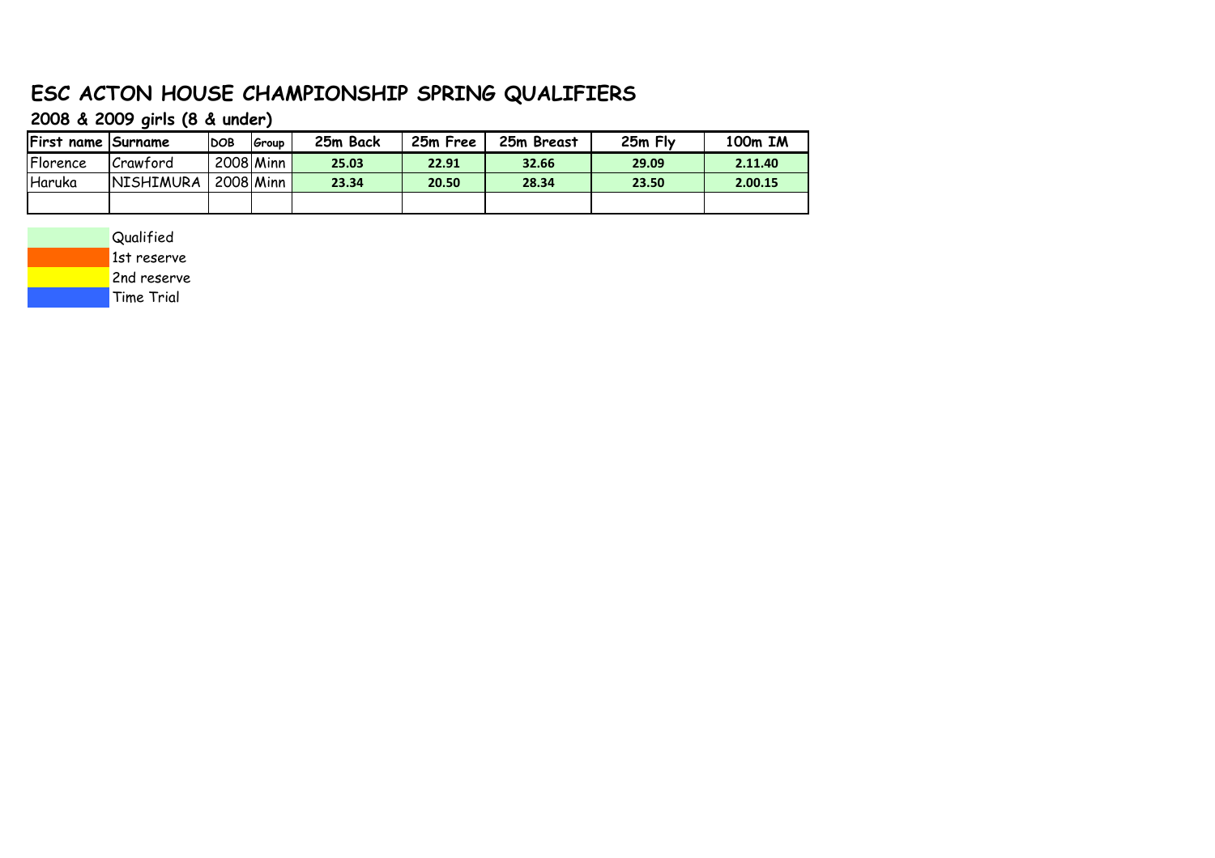# ESC ACTON HOUSE CHAMPIONSHIP SPRING QUALIFIERS

## 2008 & 2009 girls (8 & under)

| First name | Surname | DOB | Group | 25m Back | 25m Free | 25m Breast | 25m Fly | 100m IM |
|---|---|---|---|---|---|---|---|---|
| Florence | Crawford | 2008 | Minn | 25.03 | 22.91 | 32.66 | 29.09 | 2.11.40 |
| Haruka | NISHIMURA | 2008 | Minn | 23.34 | 20.50 | 28.34 | 23.50 | 2.00.15 |
| | | | | | | | | |

- Qualified
- 1st reserve
- 2nd reserve
- Time Trial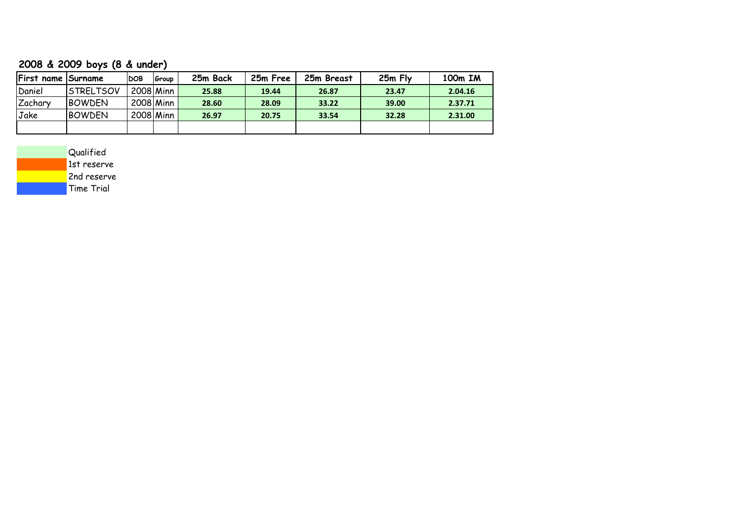## 2008 & 2009 boys (8 & under)

| First name | Surname | DOB | Group | 25m Back | 25m Free | 25m Breast | 25m Fly | 100m IM |
|---|---|---|---|---|---|---|---|---|
| Daniel | STRELTSOV | 2008 | Minn | 25.88 | 19.44 | 26.87 | 23.47 | 2.04.16 |
| Zachary | BOWDEN | 2008 | Minn | 28.60 | 28.09 | 33.22 | 39.00 | 2.37.71 |
| Jake | BOWDEN | 2008 | Minn | 26.97 | 20.75 | 33.54 | 32.28 | 2.31.00 |
| | | | | | | | | |

| Colour | Key |
|---|---|
| (light green) | Qualified |
| (orange) | 1st reserve |
| (yellow) | 2nd reserve |
| (blue) | Time Trial |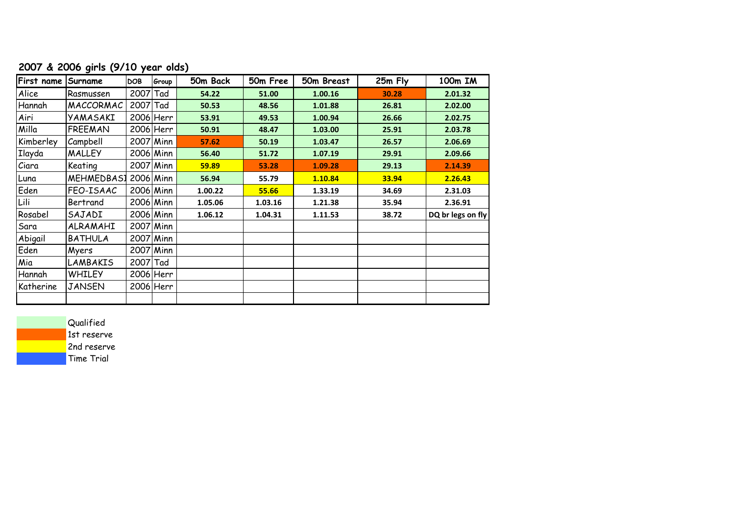## 2007 & 2006 girls (9/10 year olds)

| First name | Surname | DOB | Group | 50m Back | 50m Free | 50m Breast | 25m Fly | 100m IM |
|---|---|---|---|---|---|---|---|---|
| Alice | Rasmussen | 2007 | Tad | 54.22 | 51.00 | 1.00.16 | 30.28 | 2.01.32 |
| Hannah | MACCORMAC | 2007 | Tad | 50.53 | 48.56 | 1.01.88 | 26.81 | 2.02.00 |
| Airi | YAMASAKI | 2006 | Herr | 53.91 | 49.53 | 1.00.94 | 26.66 | 2.02.75 |
| Milla | FREEMAN | 2006 | Herr | 50.91 | 48.47 | 1.03.00 | 25.91 | 2.03.78 |
| Kimberley | Campbell | 2007 | Minn | 57.62 | 50.19 | 1.03.47 | 26.57 | 2.06.69 |
| Ilayda | MALLEY | 2006 | Minn | 56.40 | 51.72 | 1.07.19 | 29.91 | 2.09.66 |
| Ciara | Keating | 2007 | Minn | 59.89 | 53.28 | 1.09.28 | 29.13 | 2.14.39 |
| Luna | MEHMEDBASI | 2006 | Minn | 56.94 | 55.79 | 1.10.84 | 33.94 | 2.26.43 |
| Eden | FEO-ISAAC | 2006 | Minn | 1.00.22 | 55.66 | 1.33.19 | 34.69 | 2.31.03 |
| Lili | Bertrand | 2006 | Minn | 1.05.06 | 1.03.16 | 1.21.38 | 35.94 | 2.36.91 |
| Rosabel | SAJADI | 2006 | Minn | 1.06.12 | 1.04.31 | 1.11.53 | 38.72 | DQ br legs on fly |
| Sara | ALRAMAHI | 2007 | Minn | | | | | |
| Abigail | BATHULA | 2007 | Minn | | | | | |
| Eden | Myers | 2007 | Minn | | | | | |
| Mia | LAMBAKIS | 2007 | Tad | | | | | |
| Hannah | WHILEY | 2006 | Herr | | | | | |
| Katherine | JANSEN | 2006 | Herr | | | | | |
| | | | | | | | | |

Qualified

1st reserve

2nd reserve

Time Trial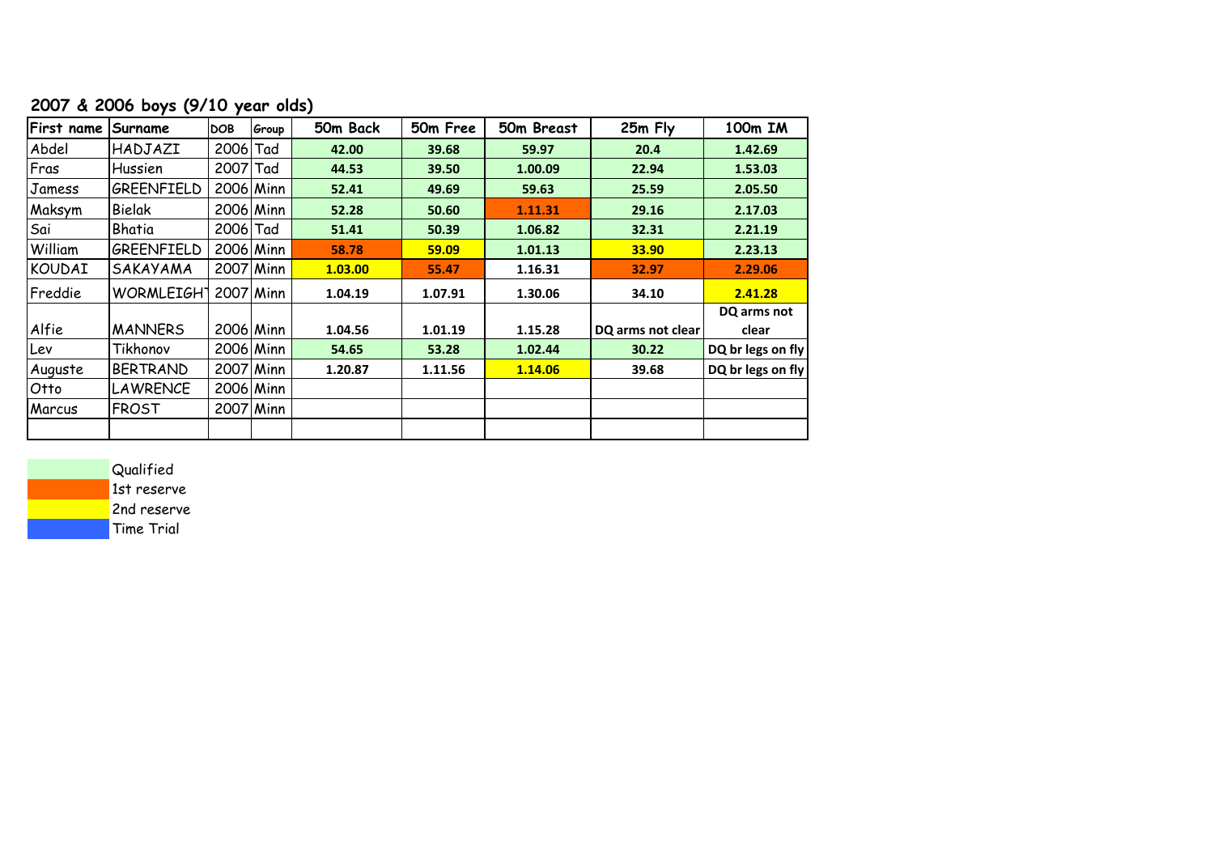## 2007 & 2006 boys (9/10 year olds)

| First name | Surname | DOB | Group | 50m Back | 50m Free | 50m Breast | 25m Fly | 100m IM |
|---|---|---|---|---|---|---|---|---|
| Abdel | HADJAZI | 2006 | Tad | 42.00 | 39.68 | 59.97 | 20.4 | 1.42.69 |
| Fras | Hussien | 2007 | Tad | 44.53 | 39.50 | 1.00.09 | 22.94 | 1.53.03 |
| Jamess | GREENFIELD | 2006 | Minn | 52.41 | 49.69 | 59.63 | 25.59 | 2.05.50 |
| Maksym | Bielak | 2006 | Minn | 52.28 | 50.60 | 1.11.31 | 29.16 | 2.17.03 |
| Sai | Bhatia | 2006 | Tad | 51.41 | 50.39 | 1.06.82 | 32.31 | 2.21.19 |
| William | GREENFIELD | 2006 | Minn | 58.78 | 59.09 | 1.01.13 | 33.90 | 2.23.13 |
| KOUDAI | SAKAYAMA | 2007 | Minn | 1.03.00 | 55.47 | 1.16.31 | 32.97 | 2.29.06 |
| Freddie | WORMLEIGH | 2007 | Minn | 1.04.19 | 1.07.91 | 1.30.06 | 34.10 | 2.41.28 |
| Alfie | MANNERS | 2006 | Minn | 1.04.56 | 1.01.19 | 1.15.28 | DQ arms not clear | DQ arms not clear |
| Lev | Tikhonov | 2006 | Minn | 54.65 | 53.28 | 1.02.44 | 30.22 | DQ br legs on fly |
| Auguste | BERTRAND | 2007 | Minn | 1.20.87 | 1.11.56 | 1.14.06 | 39.68 | DQ br legs on fly |
| Otto | LAWRENCE | 2006 | Minn | | | | | |
| Marcus | FROST | 2007 | Minn | | | | | |
| | | | | | | | | |

Qualified

1st reserve

2nd reserve

Time Trial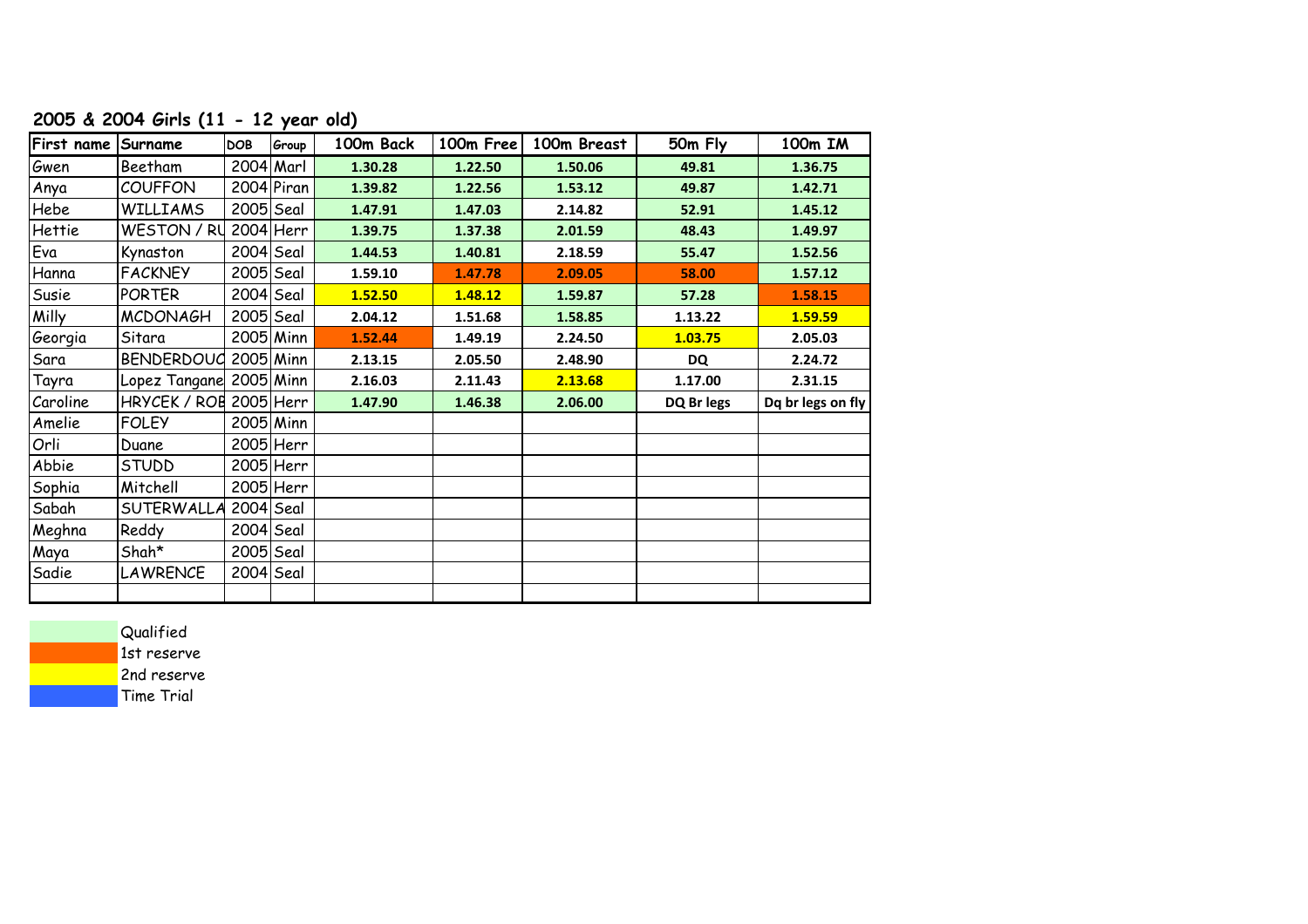## 2005 & 2004 Girls (11 - 12 year old)

| First name | Surname | DOB | Group | 100m Back | 100m Free | 100m Breast | 50m Fly | 100m IM |
|---|---|---|---|---|---|---|---|---|
| Gwen | Beetham | 2004 | Marl | 1.30.28 | 1.22.50 | 1.50.06 | 49.81 | 1.36.75 |
| Anya | COUFFON | 2004 | Piran | 1.39.82 | 1.22.56 | 1.53.12 | 49.87 | 1.42.71 |
| Hebe | WILLIAMS | 2005 | Seal | 1.47.91 | 1.47.03 | 2.14.82 | 52.91 | 1.45.12 |
| Hettie | WESTON / RU | 2004 | Herr | 1.39.75 | 1.37.38 | 2.01.59 | 48.43 | 1.49.97 |
| Eva | Kynaston | 2004 | Seal | 1.44.53 | 1.40.81 | 2.18.59 | 55.47 | 1.52.56 |
| Hanna | FACKNEY | 2005 | Seal | 1.59.10 | 1.47.78 | 2.09.05 | 58.00 | 1.57.12 |
| Susie | PORTER | 2004 | Seal | 1.52.50 | 1.48.12 | 1.59.87 | 57.28 | 1.58.15 |
| Milly | MCDONAGH | 2005 | Seal | 2.04.12 | 1.51.68 | 1.58.85 | 1.13.22 | 1.59.59 |
| Georgia | Sitara | 2005 | Minn | 1.52.44 | 1.49.19 | 2.24.50 | 1.03.75 | 2.05.03 |
| Sara | BENDERDOUC | 2005 | Minn | 2.13.15 | 2.05.50 | 2.48.90 | DQ | 2.24.72 |
| Tayra | Lopez Tangane | 2005 | Minn | 2.16.03 | 2.11.43 | 2.13.68 | 1.17.00 | 2.31.15 |
| Caroline | HRYCEK / ROB | 2005 | Herr | 1.47.90 | 1.46.38 | 2.06.00 | DQ Br legs | Dq br legs on fly |
| Amelie | FOLEY | 2005 | Minn | | | | | |
| Orli | Duane | 2005 | Herr | | | | | |
| Abbie | STUDD | 2005 | Herr | | | | | |
| Sophia | Mitchell | 2005 | Herr | | | | | |
| Sabah | SUTERWALLA | 2004 | Seal | | | | | |
| Meghna | Reddy | 2004 | Seal | | | | | |
| Maya | Shah* | 2005 | Seal | | | | | |
| Sadie | LAWRENCE | 2004 | Seal | | | | | |
| | | | | | | | | |

Qualified

1st reserve

2nd reserve

Time Trial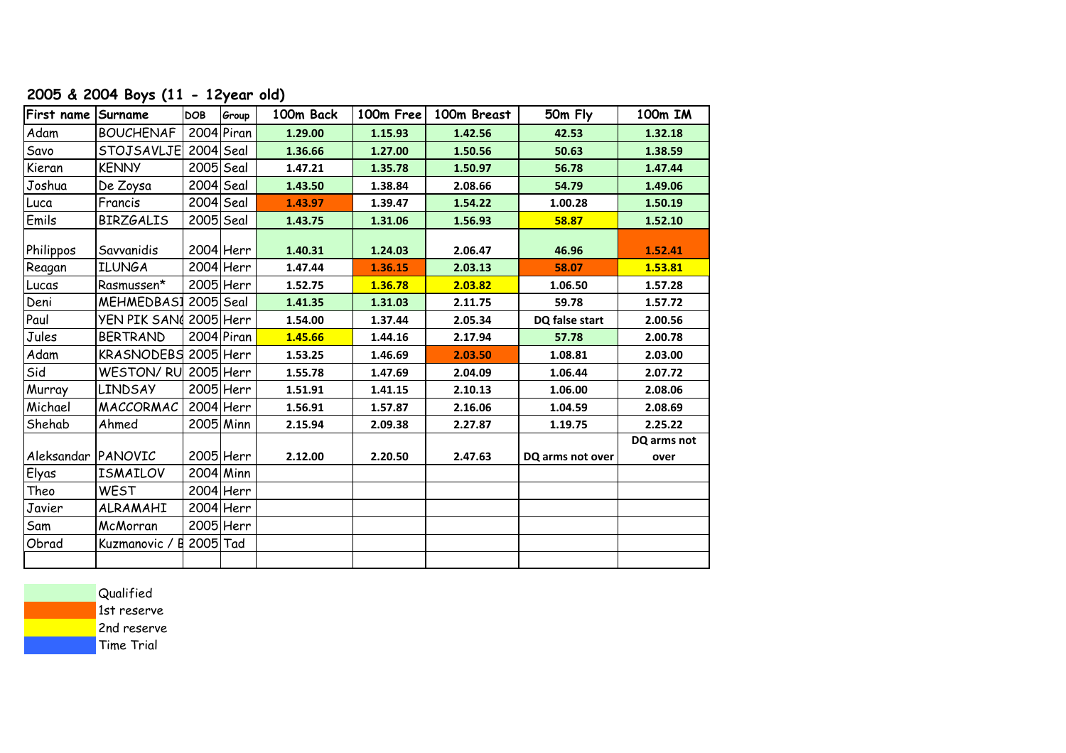## 2005 & 2004 Boys (11 - 12year old)

| First name | Surname | DOB | Group | 100m Back | 100m Free | 100m Breast | 50m Fly | 100m IM |
|---|---|---|---|---|---|---|---|---|
| Adam | BOUCHENAF | 2004 | Piran | 1.29.00 | 1.15.93 | 1.42.56 | 42.53 | 1.32.18 |
| Savo | STOJSAVLJE | 2004 | Seal | 1.36.66 | 1.27.00 | 1.50.56 | 50.63 | 1.38.59 |
| Kieran | KENNY | 2005 | Seal | 1.47.21 | 1.35.78 | 1.50.97 | 56.78 | 1.47.44 |
| Joshua | De Zoysa | 2004 | Seal | 1.43.50 | 1.38.84 | 2.08.66 | 54.79 | 1.49.06 |
| Luca | Francis | 2004 | Seal | 1.43.97 | 1.39.47 | 1.54.22 | 1.00.28 | 1.50.19 |
| Emils | BIRZGALIS | 2005 | Seal | 1.43.75 | 1.31.06 | 1.56.93 | 58.87 | 1.52.10 |
| Philippos | Savvanidis | 2004 | Herr | 1.40.31 | 1.24.03 | 2.06.47 | 46.96 | 1.52.41 |
| Reagan | ILUNGA | 2004 | Herr | 1.47.44 | 1.36.15 | 2.03.13 | 58.07 | 1.53.81 |
| Lucas | Rasmussen* | 2005 | Herr | 1.52.75 | 1.36.78 | 2.03.82 | 1.06.50 | 1.57.28 |
| Deni | MEHMEDBASI | 2005 | Seal | 1.41.35 | 1.31.03 | 2.11.75 | 59.78 | 1.57.72 |
| Paul | YEN PIK SAN( | 2005 | Herr | 1.54.00 | 1.37.44 | 2.05.34 | DQ false start | 2.00.56 |
| Jules | BERTRAND | 2004 | Piran | 1.45.66 | 1.44.16 | 2.17.94 | 57.78 | 2.00.78 |
| Adam | KRASNODEBS | 2005 | Herr | 1.53.25 | 1.46.69 | 2.03.50 | 1.08.81 | 2.03.00 |
| Sid | WESTON/ RU | 2005 | Herr | 1.55.78 | 1.47.69 | 2.04.09 | 1.06.44 | 2.07.72 |
| Murray | LINDSAY | 2005 | Herr | 1.51.91 | 1.41.15 | 2.10.13 | 1.06.00 | 2.08.06 |
| Michael | MACCORMAC | 2004 | Herr | 1.56.91 | 1.57.87 | 2.16.06 | 1.04.59 | 2.08.69 |
| Shehab | Ahmed | 2005 | Minn | 2.15.94 | 2.09.38 | 2.27.87 | 1.19.75 | 2.25.22 |
| Aleksandar | PANOVIC | 2005 | Herr | 2.12.00 | 2.20.50 | 2.47.63 | DQ arms not over | DQ arms not over |
| Elyas | ISMAILOV | 2004 | Minn | | | | | |
| Theo | WEST | 2004 | Herr | | | | | |
| Javier | ALRAMAHI | 2004 | Herr | | | | | |
| Sam | McMorran | 2005 | Herr | | | | | |
| Obrad | Kuzmanovic / B | 2005 | Tad | | | | | |
| | | | | | | | | |

Qualified
1st reserve
2nd reserve
Time Trial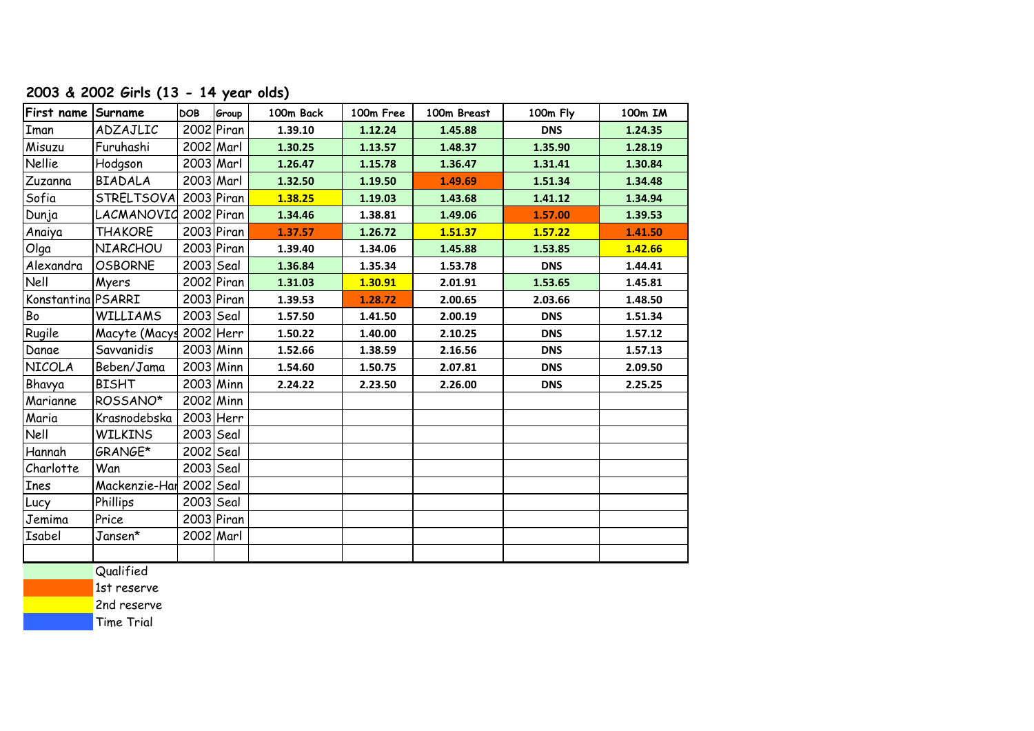## 2003 & 2002 Girls (13 - 14 year olds)

| First name | Surname | DOB | Group | 100m Back | 100m Free | 100m Breast | 100m Fly | 100m IM |
|---|---|---|---|---|---|---|---|---|
| Iman | ADZAJLIC | 2002 | Piran | 1.39.10 | 1.12.24 | 1.45.88 | DNS | 1.24.35 |
| Misuzu | Furuhashi | 2002 | Marl | 1.30.25 | 1.13.57 | 1.48.37 | 1.35.90 | 1.28.19 |
| Nellie | Hodgson | 2003 | Marl | 1.26.47 | 1.15.78 | 1.36.47 | 1.31.41 | 1.30.84 |
| Zuzanna | BIADALA | 2003 | Marl | 1.32.50 | 1.19.50 | 1.49.69 | 1.51.34 | 1.34.48 |
| Sofia | STRELTSOVA | 2003 | Piran | 1.38.25 | 1.19.03 | 1.43.68 | 1.41.12 | 1.34.94 |
| Dunja | LACMANOVIC | 2002 | Piran | 1.34.46 | 1.38.81 | 1.49.06 | 1.57.00 | 1.39.53 |
| Anaiya | THAKORE | 2003 | Piran | 1.37.57 | 1.26.72 | 1.51.37 | 1.57.22 | 1.41.50 |
| Olga | NIARCHOU | 2003 | Piran | 1.39.40 | 1.34.06 | 1.45.88 | 1.53.85 | 1.42.66 |
| Alexandra | OSBORNE | 2003 | Seal | 1.36.84 | 1.35.34 | 1.53.78 | DNS | 1.44.41 |
| Nell | Myers | 2002 | Piran | 1.31.03 | 1.30.91 | 2.01.91 | 1.53.65 | 1.45.81 |
| Konstantina | PSARRI | 2003 | Piran | 1.39.53 | 1.28.72 | 2.00.65 | 2.03.66 | 1.48.50 |
| Bo | WILLIAMS | 2003 | Seal | 1.57.50 | 1.41.50 | 2.00.19 | DNS | 1.51.34 |
| Rugile | Macyte (Macys | 2002 | Herr | 1.50.22 | 1.40.00 | 2.10.25 | DNS | 1.57.12 |
| Danae | Savvanidis | 2003 | Minn | 1.52.66 | 1.38.59 | 2.16.56 | DNS | 1.57.13 |
| NICOLA | Beben/Jama | 2003 | Minn | 1.54.60 | 1.50.75 | 2.07.81 | DNS | 2.09.50 |
| Bhavya | BISHT | 2003 | Minn | 2.24.22 | 2.23.50 | 2.26.00 | DNS | 2.25.25 |
| Marianne | ROSSANO* | 2002 | Minn | | | | | |
| Maria | Krasnodebska | 2003 | Herr | | | | | |
| Nell | WILKINS | 2003 | Seal | | | | | |
| Hannah | GRANGE* | 2002 | Seal | | | | | |
| Charlotte | Wan | 2003 | Seal | | | | | |
| Ines | Mackenzie-Har | 2002 | Seal | | | | | |
| Lucy | Phillips | 2003 | Seal | | | | | |
| Jemima | Price | 2003 | Piran | | | | | |
| Isabel | Jansen* | 2002 | Marl | | | | | |

- Qualified
- 1st reserve
- 2nd reserve
- Time Trial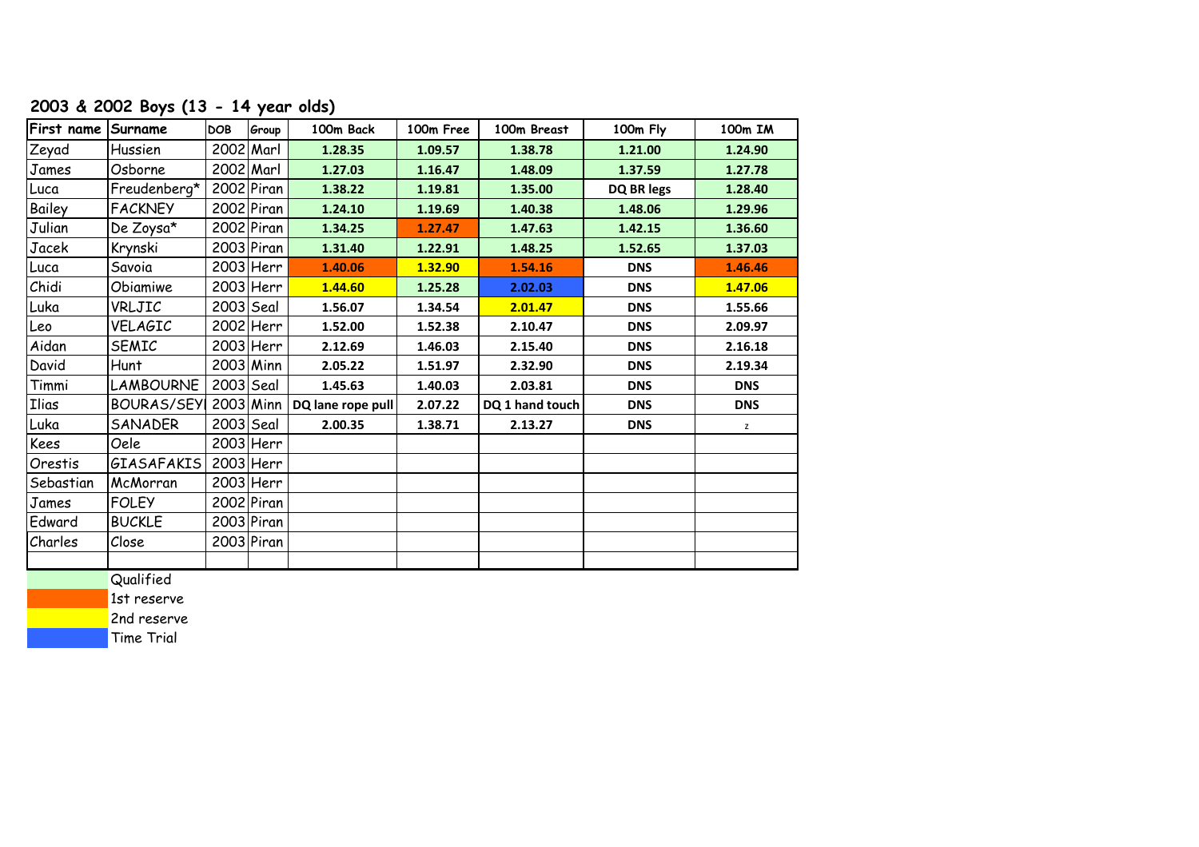## 2003 & 2002 Boys (13 - 14 year olds)

| First name | Surname | DOB | Group | 100m Back | 100m Free | 100m Breast | 100m Fly | 100m IM |
|---|---|---|---|---|---|---|---|---|
| Zeyad | Hussien | 2002 | Marl | 1.28.35 | 1.09.57 | 1.38.78 | 1.21.00 | 1.24.90 |
| James | Osborne | 2002 | Marl | 1.27.03 | 1.16.47 | 1.48.09 | 1.37.59 | 1.27.78 |
| Luca | Freudenberg* | 2002 | Piran | 1.38.22 | 1.19.81 | 1.35.00 | DQ BR legs | 1.28.40 |
| Bailey | FACKNEY | 2002 | Piran | 1.24.10 | 1.19.69 | 1.40.38 | 1.48.06 | 1.29.96 |
| Julian | De Zoysa* | 2002 | Piran | 1.34.25 | 1.27.47 | 1.47.63 | 1.42.15 | 1.36.60 |
| Jacek | Krynski | 2003 | Piran | 1.31.40 | 1.22.91 | 1.48.25 | 1.52.65 | 1.37.03 |
| Luca | Savoia | 2003 | Herr | 1.40.06 | 1.32.90 | 1.54.16 | DNS | 1.46.46 |
| Chidi | Obiamiwe | 2003 | Herr | 1.44.60 | 1.25.28 | 2.02.03 | DNS | 1.47.06 |
| Luka | VRLJIC | 2003 | Seal | 1.56.07 | 1.34.54 | 2.01.47 | DNS | 1.55.66 |
| Leo | VELAGIC | 2002 | Herr | 1.52.00 | 1.52.38 | 2.10.47 | DNS | 2.09.97 |
| Aidan | SEMIC | 2003 | Herr | 2.12.69 | 1.46.03 | 2.15.40 | DNS | 2.16.18 |
| David | Hunt | 2003 | Minn | 2.05.22 | 1.51.97 | 2.32.90 | DNS | 2.19.34 |
| Timmi | LAMBOURNE | 2003 | Seal | 1.45.63 | 1.40.03 | 2.03.81 | DNS | DNS |
| Ilias | BOURAS/SEYI | 2003 | Minn | DQ lane rope pull | 2.07.22 | DQ 1 hand touch | DNS | DNS |
| Luka | SANADER | 2003 | Seal | 2.00.35 | 1.38.71 | 2.13.27 | DNS | z |
| Kees | Oele | 2003 | Herr | | | | | |
| Orestis | GIASAFAKIS | 2003 | Herr | | | | | |
| Sebastian | McMorran | 2003 | Herr | | | | | |
| James | FOLEY | 2002 | Piran | | | | | |
| Edward | BUCKLE | 2003 | Piran | | | | | |
| Charles | Close | 2003 | Piran | | | | | |

Key:
- Qualified
- 1st reserve
- 2nd reserve
- Time Trial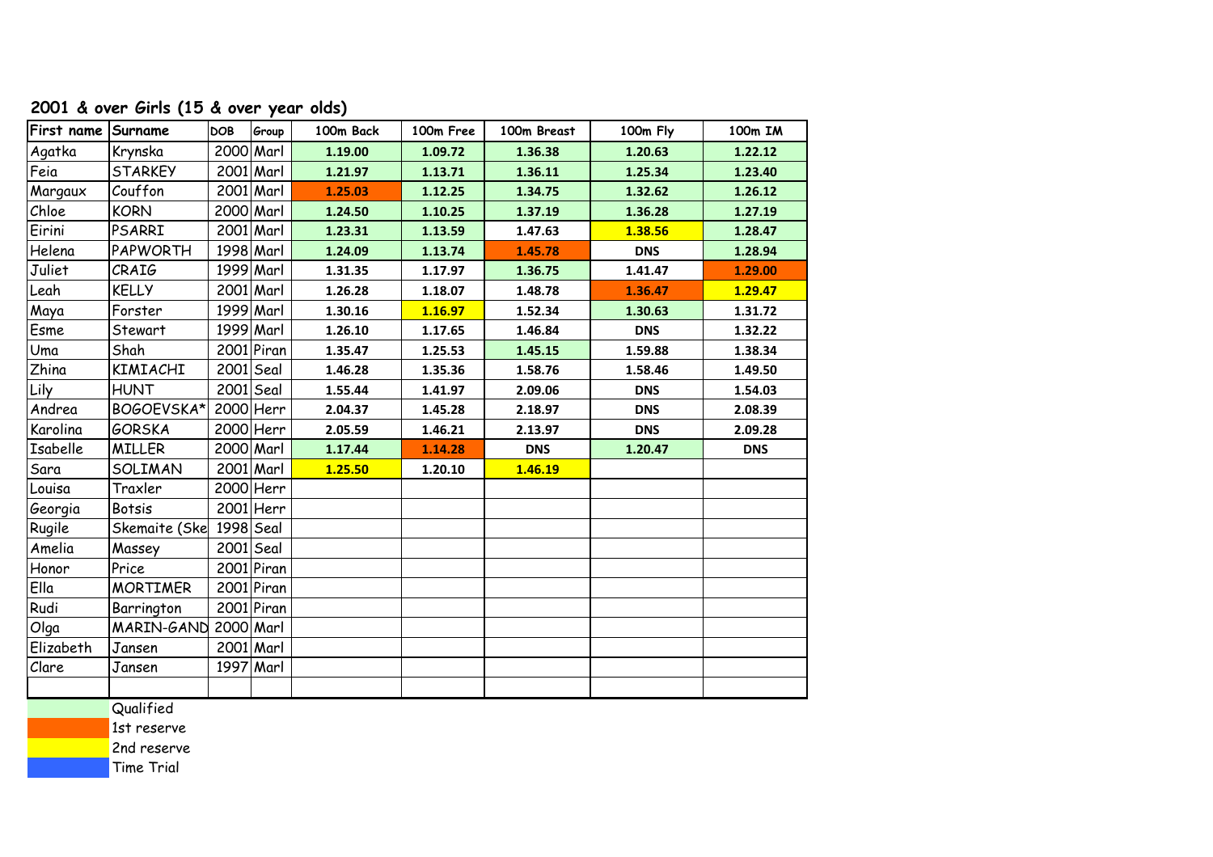## 2001 & over Girls (15 & over year olds)

| First name | Surname | DOB | Group | 100m Back | 100m Free | 100m Breast | 100m Fly | 100m IM |
|---|---|---|---|---|---|---|---|---|
| Agatka | Krynska | 2000 | Marl | 1.19.00 | 1.09.72 | 1.36.38 | 1.20.63 | 1.22.12 |
| Feia | STARKEY | 2001 | Marl | 1.21.97 | 1.13.71 | 1.36.11 | 1.25.34 | 1.23.40 |
| Margaux | Couffon | 2001 | Marl | 1.25.03 | 1.12.25 | 1.34.75 | 1.32.62 | 1.26.12 |
| Chloe | KORN | 2000 | Marl | 1.24.50 | 1.10.25 | 1.37.19 | 1.36.28 | 1.27.19 |
| Eirini | PSARRI | 2001 | Marl | 1.23.31 | 1.13.59 | 1.47.63 | 1.38.56 | 1.28.47 |
| Helena | PAPWORTH | 1998 | Marl | 1.24.09 | 1.13.74 | 1.45.78 | DNS | 1.28.94 |
| Juliet | CRAIG | 1999 | Marl | 1.31.35 | 1.17.97 | 1.36.75 | 1.41.47 | 1.29.00 |
| Leah | KELLY | 2001 | Marl | 1.26.28 | 1.18.07 | 1.48.78 | 1.36.47 | 1.29.47 |
| Maya | Forster | 1999 | Marl | 1.30.16 | 1.16.97 | 1.52.34 | 1.30.63 | 1.31.72 |
| Esme | Stewart | 1999 | Marl | 1.26.10 | 1.17.65 | 1.46.84 | DNS | 1.32.22 |
| Uma | Shah | 2001 | Piran | 1.35.47 | 1.25.53 | 1.45.15 | 1.59.88 | 1.38.34 |
| Zhina | KIMIACHI | 2001 | Seal | 1.46.28 | 1.35.36 | 1.58.76 | 1.58.46 | 1.49.50 |
| Lily | HUNT | 2001 | Seal | 1.55.44 | 1.41.97 | 2.09.06 | DNS | 1.54.03 |
| Andrea | BOGOEVSKA* | 2000 | Herr | 2.04.37 | 1.45.28 | 2.18.97 | DNS | 2.08.39 |
| Karolina | GORSKA | 2000 | Herr | 2.05.59 | 1.46.21 | 2.13.97 | DNS | 2.09.28 |
| Isabelle | MILLER | 2000 | Marl | 1.17.44 | 1.14.28 | DNS | 1.20.47 | DNS |
| Sara | SOLIMAN | 2001 | Marl | 1.25.50 | 1.20.10 | 1.46.19 | | |
| Louisa | Traxler | 2000 | Herr | | | | | |
| Georgia | Botsis | 2001 | Herr | | | | | |
| Rugile | Skemaite (Ske | 1998 | Seal | | | | | |
| Amelia | Massey | 2001 | Seal | | | | | |
| Honor | Price | 2001 | Piran | | | | | |
| Ella | MORTIMER | 2001 | Piran | | | | | |
| Rudi | Barrington | 2001 | Piran | | | | | |
| Olga | MARIN-GAND | 2000 | Marl | | | | | |
| Elizabeth | Jansen | 2001 | Marl | | | | | |
| Clare | Jansen | 1997 | Marl | | | | | |

- Qualified
- 1st reserve
- 2nd reserve
- Time Trial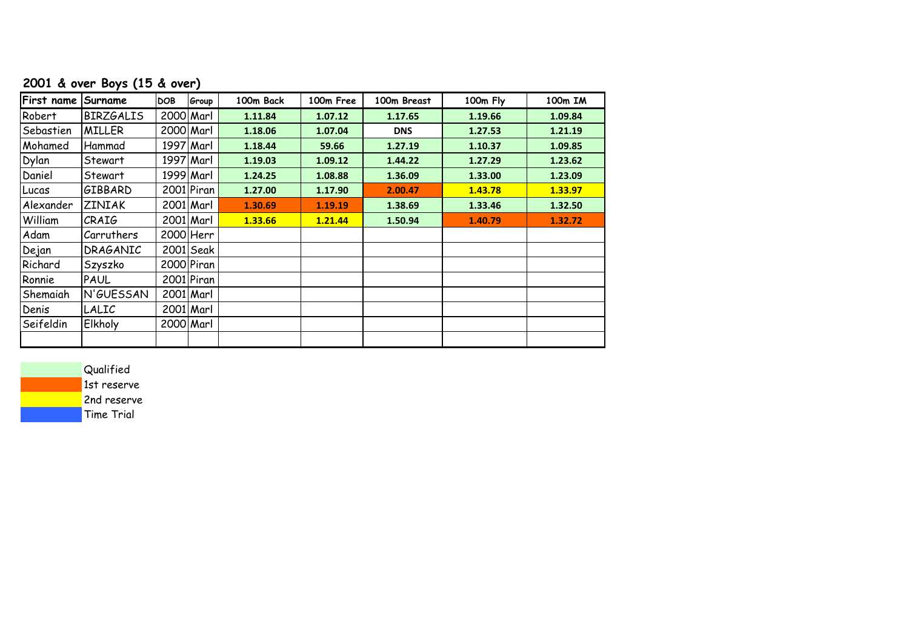## 2001 & over Boys (15 & over)

| First name | Surname | DOB | Group | 100m Back | 100m Free | 100m Breast | 100m Fly | 100m IM |
|---|---|---|---|---|---|---|---|---|
| Robert | BIRZGALIS | 2000 | Marl | 1.11.84 | 1.07.12 | 1.17.65 | 1.19.66 | 1.09.84 |
| Sebastien | MILLER | 2000 | Marl | 1.18.06 | 1.07.04 | DNS | 1.27.53 | 1.21.19 |
| Mohamed | Hammad | 1997 | Marl | 1.18.44 | 59.66 | 1.27.19 | 1.10.37 | 1.09.85 |
| Dylan | Stewart | 1997 | Marl | 1.19.03 | 1.09.12 | 1.44.22 | 1.27.29 | 1.23.62 |
| Daniel | Stewart | 1999 | Marl | 1.24.25 | 1.08.88 | 1.36.09 | 1.33.00 | 1.23.09 |
| Lucas | GIBBARD | 2001 | Piran | 1.27.00 | 1.17.90 | 2.00.47 | 1.43.78 | 1.33.97 |
| Alexander | ZINIAK | 2001 | Marl | 1.30.69 | 1.19.19 | 1.38.69 | 1.33.46 | 1.32.50 |
| William | CRAIG | 2001 | Marl | 1.33.66 | 1.21.44 | 1.50.94 | 1.40.79 | 1.32.72 |
| Adam | Carruthers | 2000 | Herr | | | | | |
| Dejan | DRAGANIC | 2001 | Seak | | | | | |
| Richard | Szyszko | 2000 | Piran | | | | | |
| Ronnie | PAUL | 2001 | Piran | | | | | |
| Shemaiah | N'GUESSAN | 2001 | Marl | | | | | |
| Denis | LALIC | 2001 | Marl | | | | | |
| Seifeldin | Elkholy | 2000 | Marl | | | | | |
| | | | | | | | | |

Qualified

1st reserve

2nd reserve

Time Trial